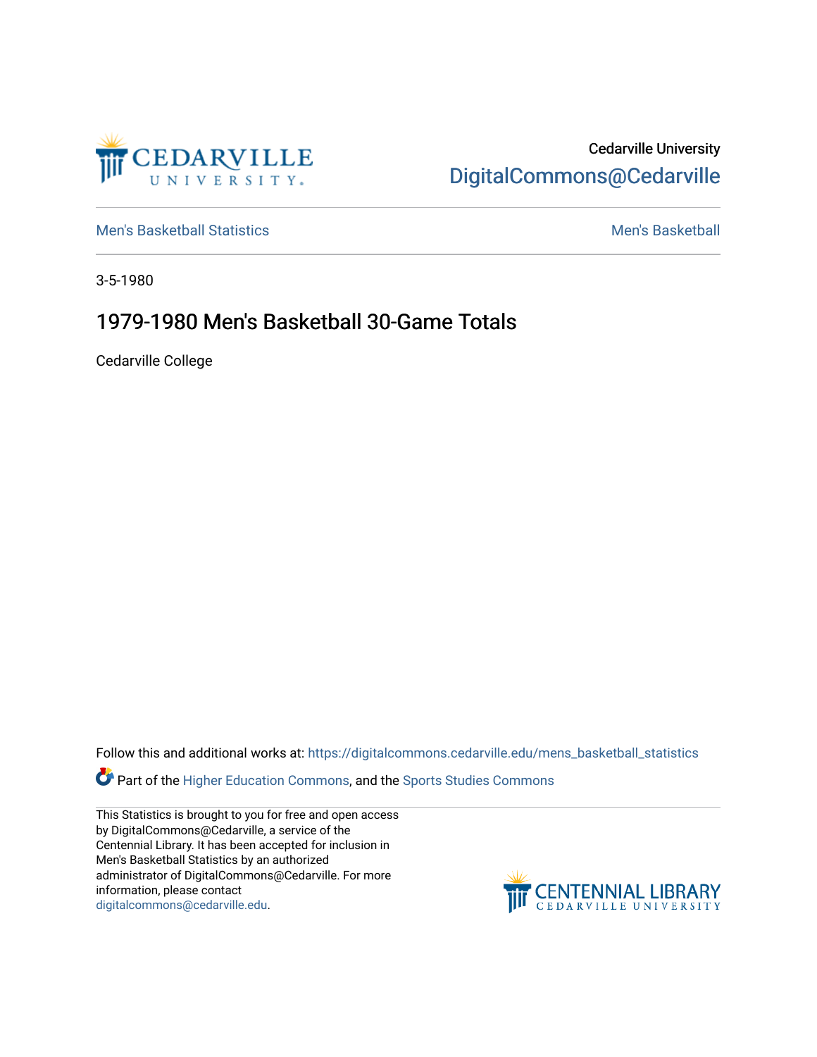Cedarville University

DigitalCommons@Cedarville

Men's Basketball Statistics

Men's Basketball

3-5-1980

# 1979-1980 Men's Basketball 30-Game Totals

Cedarville College

Follow this and additional works at: https://digitalcommons.cedarville.edu/mens_basketball_statistics

Part of the Higher Education Commons, and the Sports Studies Commons

This Statistics is brought to you for free and open access by DigitalCommons@Cedarville, a service of the Centennial Library. It has been accepted for inclusion in Men's Basketball Statistics by an authorized administrator of DigitalCommons@Cedarville. For more information, please contact digitalcommons@cedarville.edu.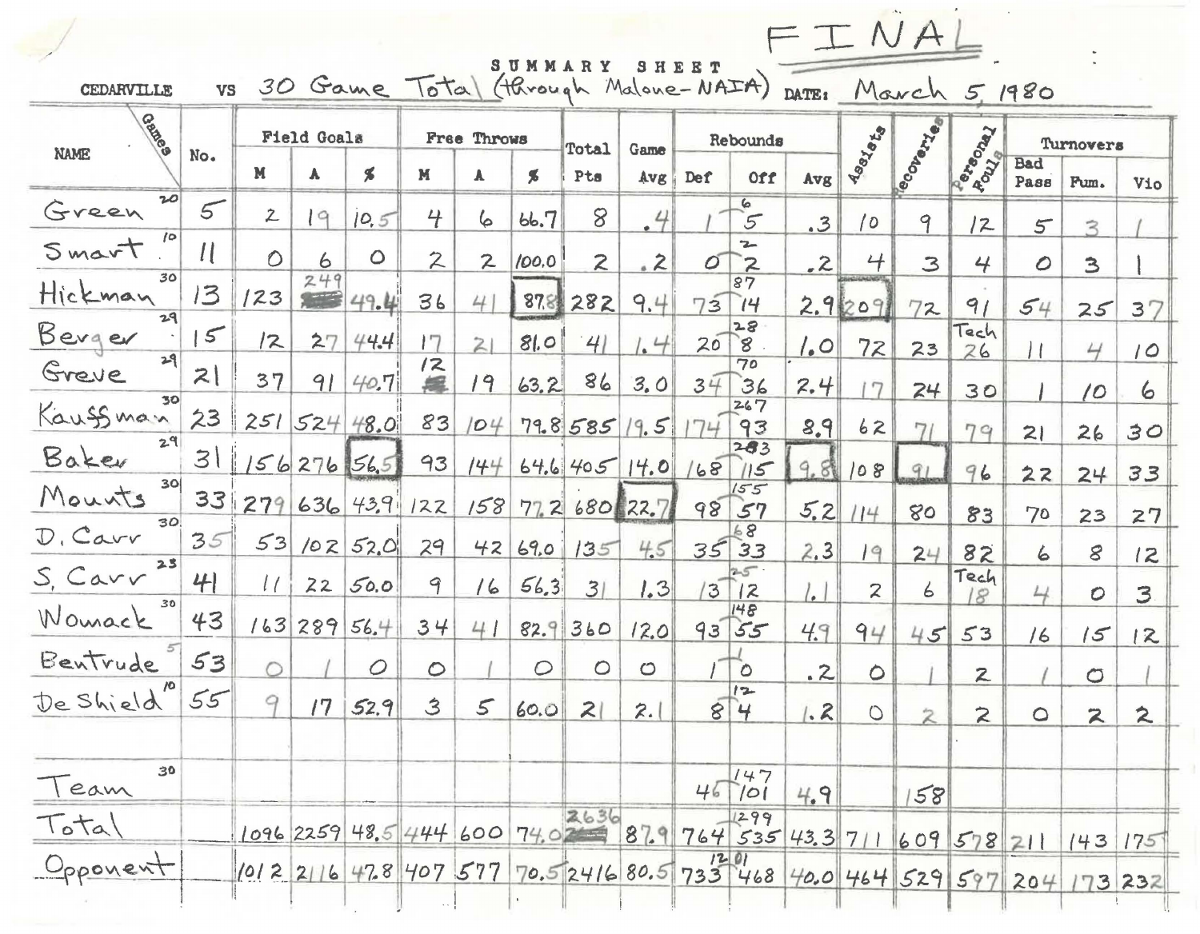FINAL

**SUMMARY SHEET**

**CEDARVILLE** VS 30 Game Total (through Malone-NAIA) **DATE:** March 5, 1980

| NAME | Games | No. | Field Goals M | Field Goals A | Field Goals % | Free Throws M | Free Throws A | Free Throws % | Total Pts | Game Avg | Rebounds Def | Rebounds Off | Rebounds Avg | Assists | Recoveries | Personal Fouls | Turnovers Bad Pass | Turnovers Fum. | Turnovers Vio |
|---|---|---|---|---|---|---|---|---|---|---|---|---|---|---|---|---|---|---|---|
| Green | 20 | 5 | 2 | 19 | 10.5 | 4 | 6 | 66.7 | 8 | .4 | 1 | 5 (6) | .3 | 10 | 9 | 12 | 5 | 3 | 1 |
| Smart | 10 | 11 | 0 | 6 | 0 | 2 | 2 | 100.0 | 2 | .2 | 0 | 2 (2) | .2 | 4 | 3 | 4 | 0 | 3 | 1 |
| Hickman | 30 | 13 | 123 | 249 | 49.4 | 36 | 41 | 87.8 | 282 | 9.4 | 73 | 14 (87) | 2.9 | 209 | 72 | 91 | 54 | 25 | 37 |
| Berger | 29 | 15 | 12 | 27 | 44.4 | 17 | 21 | 81.0 | 41 | 1.4 | 20 | 8 (28) | 1.0 | 72 | 23 | Tech 26 | 11 | 4 | 10 |
| Greve | 29 | 21 | 37 | 91 | 40.7 | 12 | 19 | 63.2 | 86 | 3.0 | 34 | 36 (70) | 2.4 | 17 | 24 | 30 | 1 | 10 | 6 |
| Kauffman | 30 | 23 | 251 | 524 | 48.0 | 83 | 104 | 79.8 | 585 | 19.5 | 174 | 93 (267) | 8.9 | 62 | 71 | 79 | 21 | 26 | 30 |
| Baker | 29 | 31 | 156 | 276 | 56.5 | 93 | 144 | 64.6 | 405 | 14.0 | 168 | 115 (283) | 9.8 | 108 | 91 | 96 | 22 | 24 | 33 |
| Mounts | 30 | 33 | 279 | 636 | 43.9 | 122 | 158 | 77.2 | 680 | 22.7 | 98 | 57 (155) | 5.2 | 114 | 80 | 83 | 70 | 23 | 27 |
| D. Carr | 30 | 35 | 53 | 102 | 52.0 | 29 | 42 | 69.0 | 135 | 4.5 | 35 | 33 (68) | 2.3 | 19 | 24 | 82 | 6 | 8 | 12 |
| S. Carr | 23 | 41 | 11 | 22 | 50.0 | 9 | 16 | 56.3 | 31 | 1.3 | 13 | 12 (25) | 1.1 | 2 | 6 | Tech 18 | 4 | 0 | 3 |
| Womack | 30 | 43 | 163 | 289 | 56.4 | 34 | 41 | 82.9 | 360 | 12.0 | 93 | 55 (148) | 4.9 | 94 | 45 | 53 | 16 | 15 | 12 |
| Bentrude | 5 | 53 | 0 | 1 | 0 | 0 | 1 | 0 | 0 | 0 | 1 | 0 (1) | .2 | 0 | 1 | 2 | 1 | 0 | 1 |
| De Shield | 10 | 55 | 9 | 17 | 52.9 | 3 | 5 | 60.0 | 21 | 2.1 | 8 | 4 (12) | 1.2 | 0 | 2 | 2 | 0 | 2 | 2 |
| Team | 30 | | | | | | | | | | 46 | 101 (147) | 4.9 | | 158 | | | | |
| Total | | | 1096 | 2259 | 48.5 | 444 | 600 | 74.0 | 2636 | 87.9 | 764 | 535 (1299) | 43.3 | 711 | 609 | 578 | 211 | 143 | 175 |
| Opponent | | | 1012 | 2116 | 47.8 | 407 | 577 | 70.5 | 2416 | 80.5 | 733 | 468 (1201) | 40.0 | 464 | 529 | 597 | 204 | 173 | 232 |